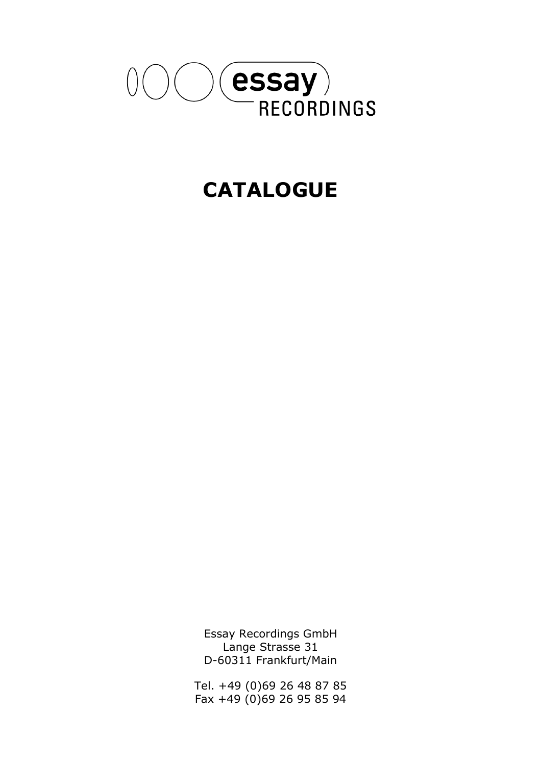essay RECORDINGS

# CATALOGUE

Essay Recordings GmbH
Lange Strasse 31
D-60311 Frankfurt/Main

Tel. +49 (0)69 26 48 87 85
Fax +49 (0)69 26 95 85 94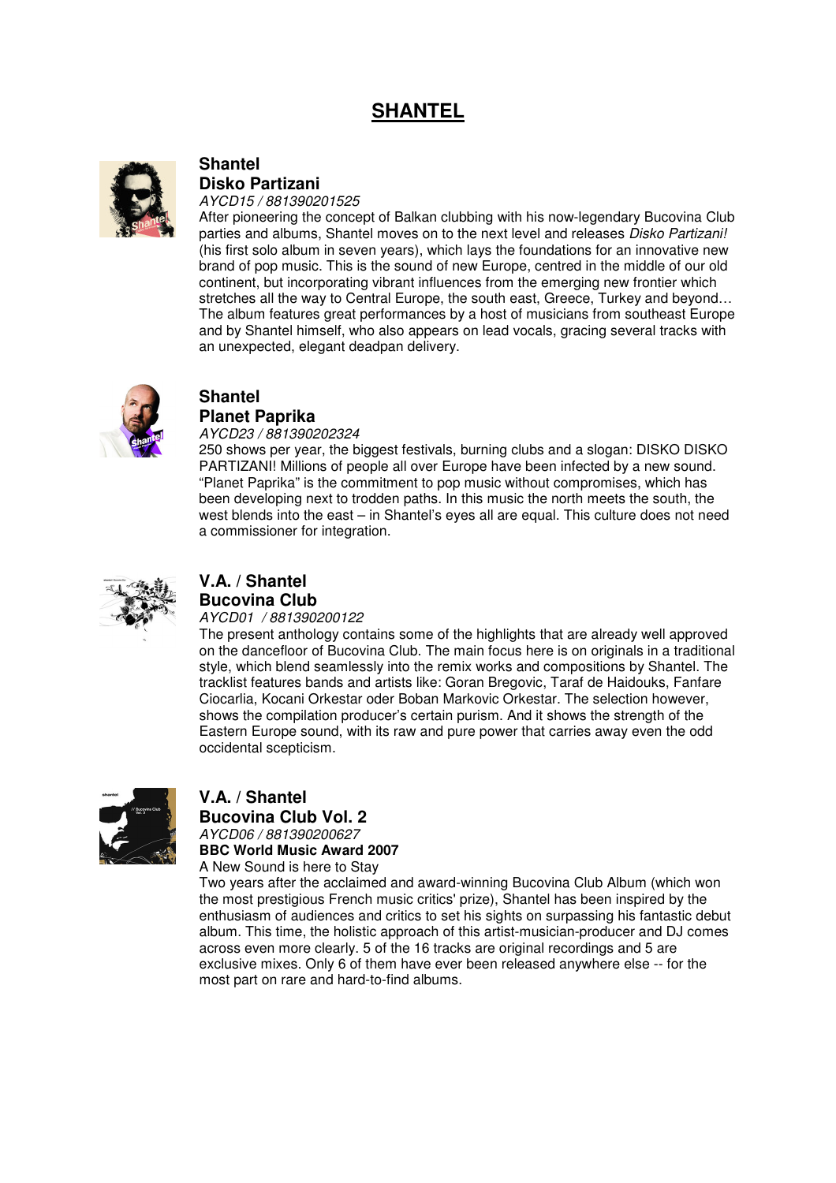# SHANTEL

**Shantel**
**Disko Partizani**
*AYCD15 / 881390201525*
After pioneering the concept of Balkan clubbing with his now-legendary Bucovina Club parties and albums, Shantel moves on to the next level and releases *Disko Partizani!* (his first solo album in seven years), which lays the foundations for an innovative new brand of pop music. This is the sound of new Europe, centred in the middle of our old continent, but incorporating vibrant influences from the emerging new frontier which stretches all the way to Central Europe, the south east, Greece, Turkey and beyond… The album features great performances by a host of musicians from southeast Europe and by Shantel himself, who also appears on lead vocals, gracing several tracks with an unexpected, elegant deadpan delivery.

**Shantel**
**Planet Paprika**
*AYCD23 / 881390202324*
250 shows per year, the biggest festivals, burning clubs and a slogan: DISKO DISKO PARTIZANI! Millions of people all over Europe have been infected by a new sound. "Planet Paprika" is the commitment to pop music without compromises, which has been developing next to trodden paths. In this music the north meets the south, the west blends into the east – in Shantel's eyes all are equal. This culture does not need a commissioner for integration.

**V.A. / Shantel**
**Bucovina Club**
*AYCD01 / 881390200122*
The present anthology contains some of the highlights that are already well approved on the dancefloor of Bucovina Club. The main focus here is on originals in a traditional style, which blend seamlessly into the remix works and compositions by Shantel. The tracklist features bands and artists like: Goran Bregovic, Taraf de Haidouks, Fanfare Ciocarlia, Kocani Orkestar oder Boban Markovic Orkestar. The selection however, shows the compilation producer's certain purism. And it shows the strength of the Eastern Europe sound, with its raw and pure power that carries away even the odd occidental scepticism.

**V.A. / Shantel**
**Bucovina Club Vol. 2**
*AYCD06 / 881390200627*
**BBC World Music Award 2007**
A New Sound is here to Stay
Two years after the acclaimed and award-winning Bucovina Club Album (which won the most prestigious French music critics' prize), Shantel has been inspired by the enthusiasm of audiences and critics to set his sights on surpassing his fantastic debut album. This time, the holistic approach of this artist-musician-producer and DJ comes across even more clearly. 5 of the 16 tracks are original recordings and 5 are exclusive mixes. Only 6 of them have ever been released anywhere else -- for the most part on rare and hard-to-find albums.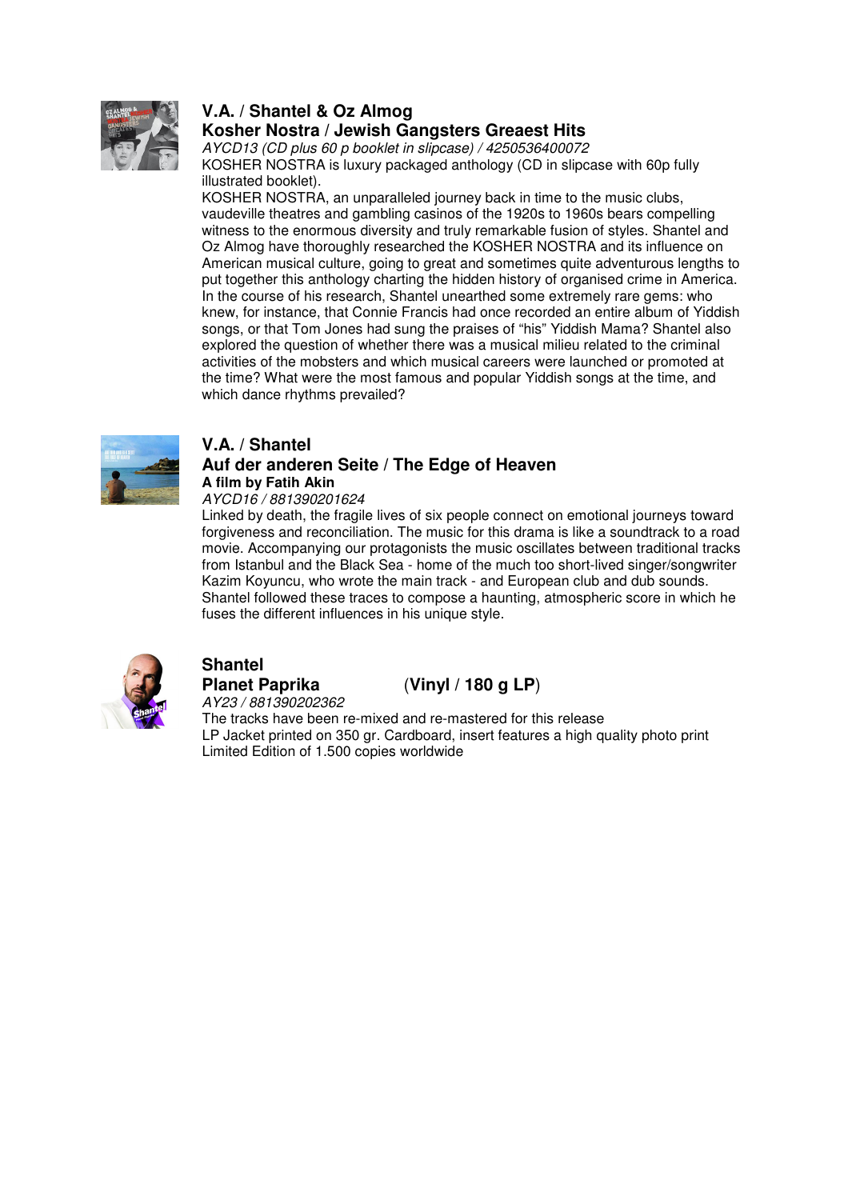### V.A. / Shantel & Oz Almog
### Kosher Nostra / Jewish Gangsters Greaest Hits

*AYCD13 (CD plus 60 p booklet in slipcase) / 4250536400072*

KOSHER NOSTRA is luxury packaged anthology (CD in slipcase with 60p fully illustrated booklet).

KOSHER NOSTRA, an unparalleled journey back in time to the music clubs, vaudeville theatres and gambling casinos of the 1920s to 1960s bears compelling witness to the enormous diversity and truly remarkable fusion of styles. Shantel and Oz Almog have thoroughly researched the KOSHER NOSTRA and its influence on American musical culture, going to great and sometimes quite adventurous lengths to put together this anthology charting the hidden history of organised crime in America. In the course of his research, Shantel unearthed some extremely rare gems: who knew, for instance, that Connie Francis had once recorded an entire album of Yiddish songs, or that Tom Jones had sung the praises of "his" Yiddish Mama? Shantel also explored the question of whether there was a musical milieu related to the criminal activities of the mobsters and which musical careers were launched or promoted at the time? What were the most famous and popular Yiddish songs at the time, and which dance rhythms prevailed?

### V.A. / Shantel
### Auf der anderen Seite / The Edge of Heaven

**A film by Fatih Akin**

*AYCD16 / 881390201624*

Linked by death, the fragile lives of six people connect on emotional journeys toward forgiveness and reconciliation. The music for this drama is like a soundtrack to a road movie. Accompanying our protagonists the music oscillates between traditional tracks from Istanbul and the Black Sea - home of the much too short-lived singer/songwriter Kazim Koyuncu, who wrote the main track - and European club and dub sounds. Shantel followed these traces to compose a haunting, atmospheric score in which he fuses the different influences in his unique style.

### Shantel
### Planet Paprika (Vinyl / 180 g LP)

*AY23 / 881390202362*

The tracks have been re-mixed and re-mastered for this release
LP Jacket printed on 350 gr. Cardboard, insert features a high quality photo print
Limited Edition of 1.500 copies worldwide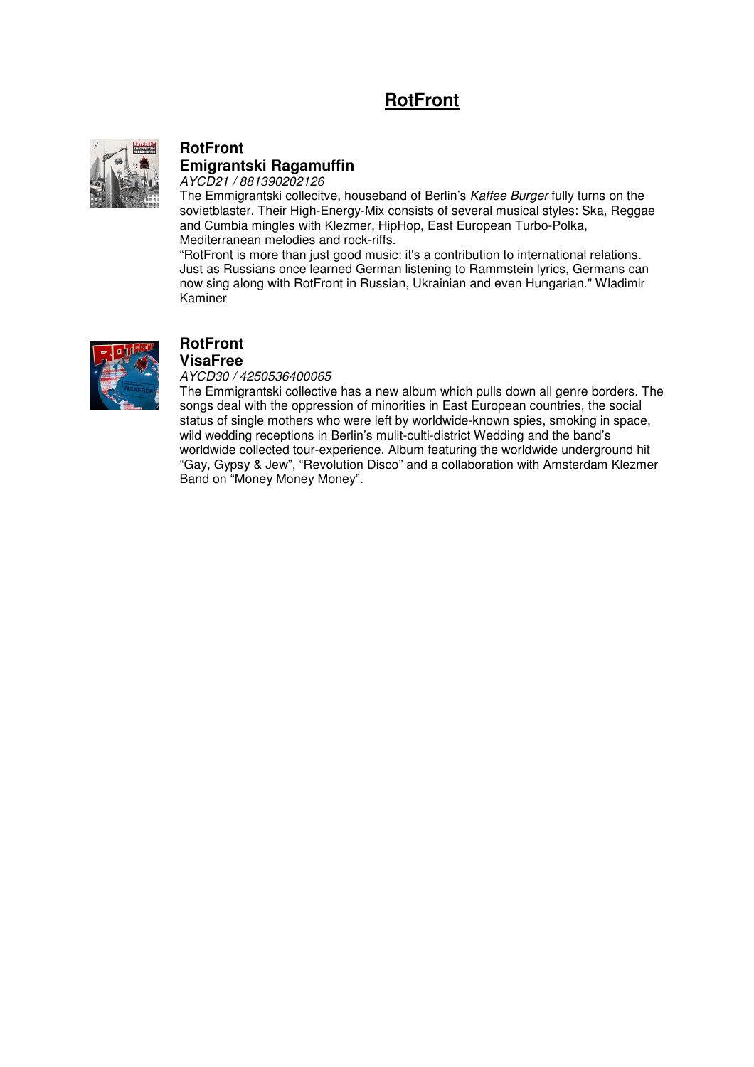# RotFront

## RotFront
## Emigrantski Ragamuffin

*AYCD21 / 881390202126*

The Emmigrantski collecitve, houseband of Berlin's *Kaffee Burger* fully turns on the sovietblaster. Their High-Energy-Mix consists of several musical styles: Ska, Reggae and Cumbia mingles with Klezmer, HipHop, East European Turbo-Polka, Mediterranean melodies and rock-riffs.

"RotFront is more than just good music: it's a contribution to international relations. Just as Russians once learned German listening to Rammstein lyrics, Germans can now sing along with RotFront in Russian, Ukrainian and even Hungarian." Wladimir Kaminer

## RotFront
## VisaFree

*AYCD30 / 4250536400065*

The Emmigrantski collective has a new album which pulls down all genre borders. The songs deal with the oppression of minorities in East European countries, the social status of single mothers who were left by worldwide-known spies, smoking in space, wild wedding receptions in Berlin's mulit-culti-district Wedding and the band's worldwide collected tour-experience. Album featuring the worldwide underground hit "Gay, Gypsy & Jew", "Revolution Disco" and a collaboration with Amsterdam Klezmer Band on "Money Money Money".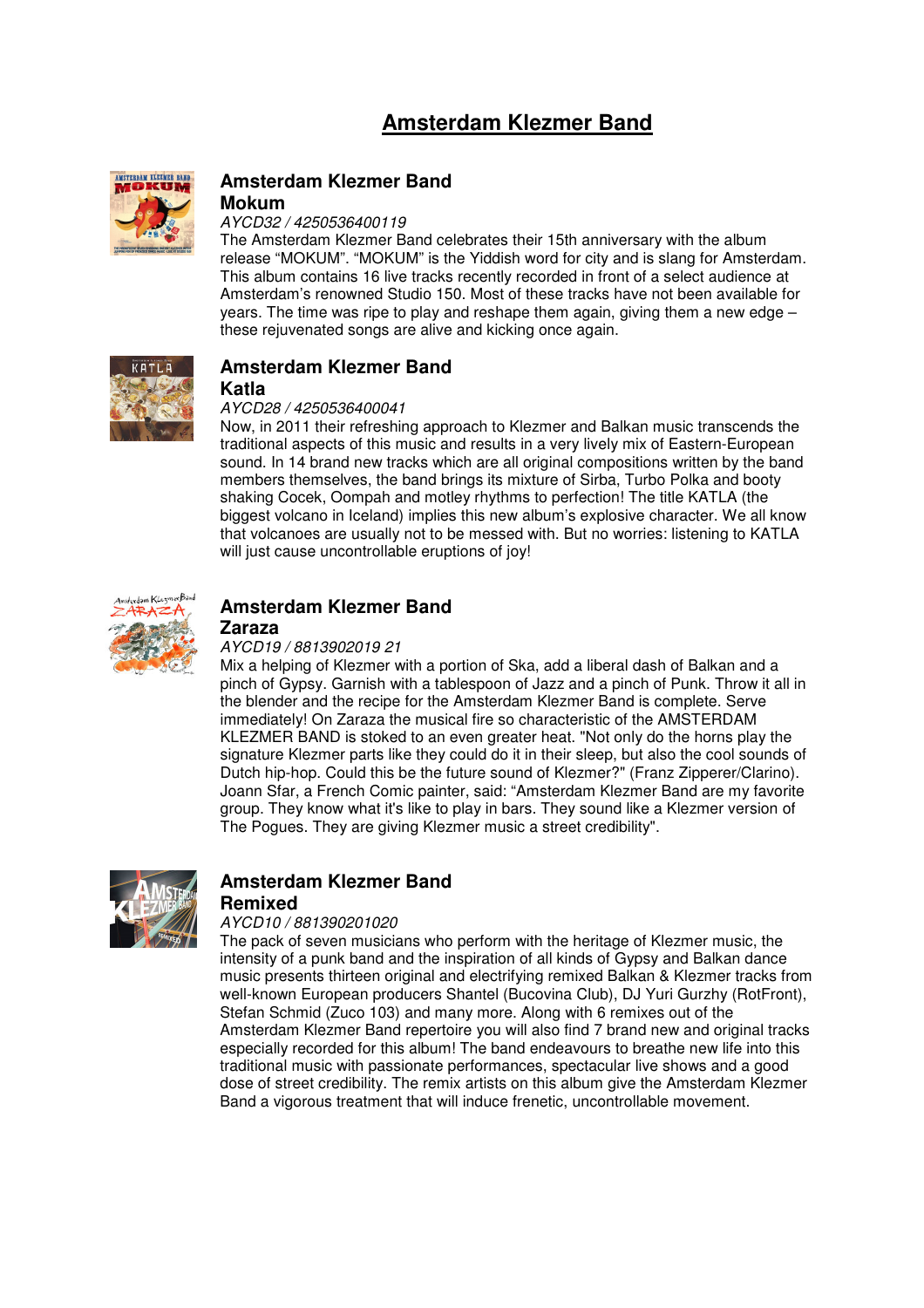# Amsterdam Klezmer Band

## Amsterdam Klezmer Band
## Mokum

*AYCD32 / 4250536400119*

The Amsterdam Klezmer Band celebrates their 15th anniversary with the album release "MOKUM". "MOKUM" is the Yiddish word for city and is slang for Amsterdam. This album contains 16 live tracks recently recorded in front of a select audience at Amsterdam's renowned Studio 150. Most of these tracks have not been available for years. The time was ripe to play and reshape them again, giving them a new edge – these rejuvenated songs are alive and kicking once again.

## Amsterdam Klezmer Band
## Katla

*AYCD28 / 4250536400041*

Now, in 2011 their refreshing approach to Klezmer and Balkan music transcends the traditional aspects of this music and results in a very lively mix of Eastern-European sound. In 14 brand new tracks which are all original compositions written by the band members themselves, the band brings its mixture of Sirba, Turbo Polka and booty shaking Cocek, Oompah and motley rhythms to perfection! The title KATLA (the biggest volcano in Iceland) implies this new album's explosive character. We all know that volcanoes are usually not to be messed with. But no worries: listening to KATLA will just cause uncontrollable eruptions of joy!

## Amsterdam Klezmer Band
## Zaraza

*AYCD19 / 8813902019 21*

Mix a helping of Klezmer with a portion of Ska, add a liberal dash of Balkan and a pinch of Gypsy. Garnish with a tablespoon of Jazz and a pinch of Punk. Throw it all in the blender and the recipe for the Amsterdam Klezmer Band is complete. Serve immediately! On Zaraza the musical fire so characteristic of the AMSTERDAM KLEZMER BAND is stoked to an even greater heat. "Not only do the horns play the signature Klezmer parts like they could do it in their sleep, but also the cool sounds of Dutch hip-hop. Could this be the future sound of Klezmer?" (Franz Zipperer/Clarino). Joann Sfar, a French Comic painter, said: "Amsterdam Klezmer Band are my favorite group. They know what it's like to play in bars. They sound like a Klezmer version of The Pogues. They are giving Klezmer music a street credibility".

## Amsterdam Klezmer Band
## Remixed

*AYCD10 / 881390201020*

The pack of seven musicians who perform with the heritage of Klezmer music, the intensity of a punk band and the inspiration of all kinds of Gypsy and Balkan dance music presents thirteen original and electrifying remixed Balkan & Klezmer tracks from well-known European producers Shantel (Bucovina Club), DJ Yuri Gurzhy (RotFront), Stefan Schmid (Zuco 103) and many more. Along with 6 remixes out of the Amsterdam Klezmer Band repertoire you will also find 7 brand new and original tracks especially recorded for this album! The band endeavours to breathe new life into this traditional music with passionate performances, spectacular live shows and a good dose of street credibility. The remix artists on this album give the Amsterdam Klezmer Band a vigorous treatment that will induce frenetic, uncontrollable movement.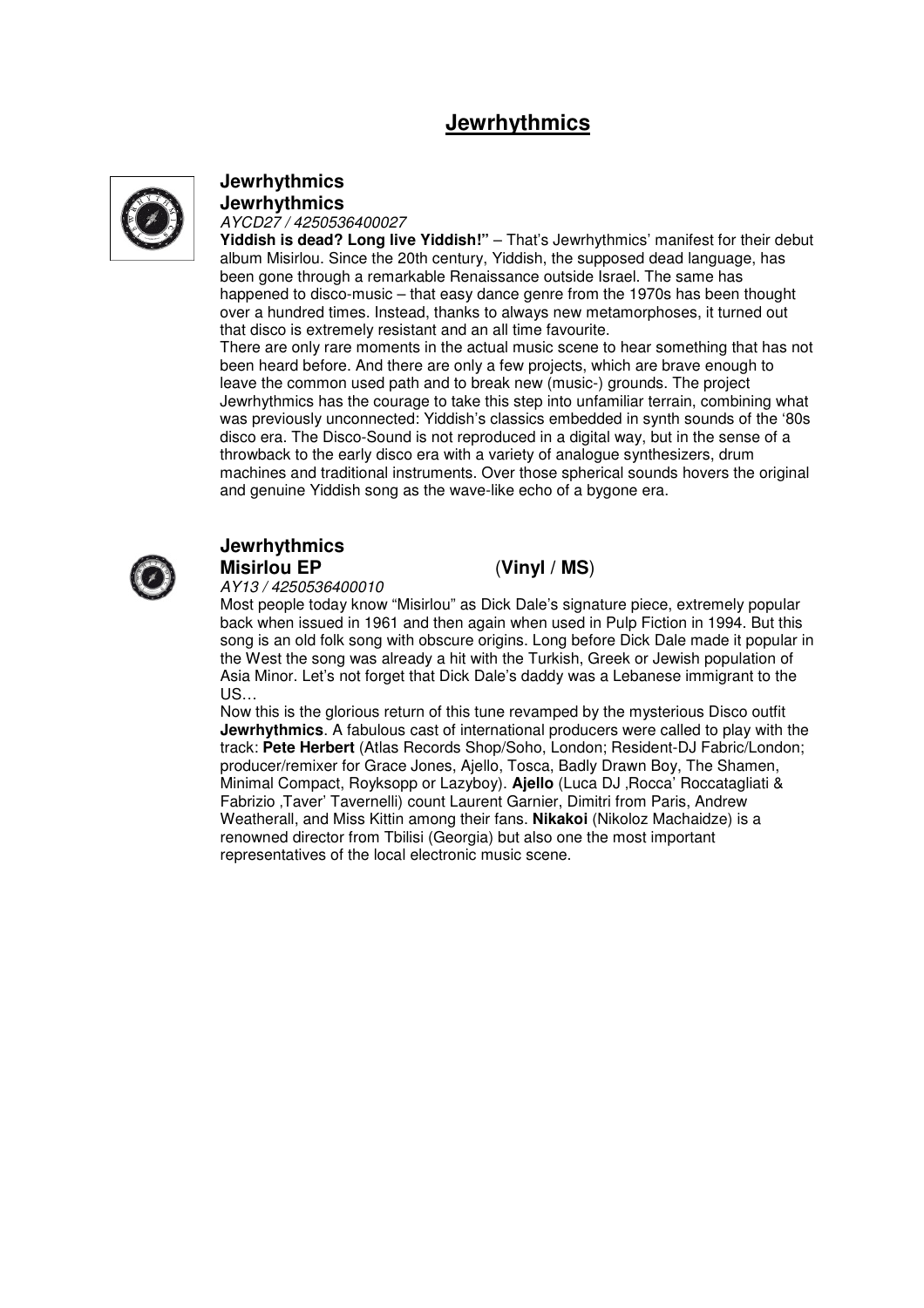# Jewrhythmics

## Jewrhythmics
## Jewrhythmics

*AYCD27 / 4250536400027*

**Yiddish is dead? Long live Yiddish!"** – That's Jewrhythmics' manifest for their debut album Misirlou. Since the 20th century, Yiddish, the supposed dead language, has been gone through a remarkable Renaissance outside Israel. The same has happened to disco-music – that easy dance genre from the 1970s has been thought over a hundred times. Instead, thanks to always new metamorphoses, it turned out that disco is extremely resistant and an all time favourite.

There are only rare moments in the actual music scene to hear something that has not been heard before. And there are only a few projects, which are brave enough to leave the common used path and to break new (music-) grounds. The project Jewrhythmics has the courage to take this step into unfamiliar terrain, combining what was previously unconnected: Yiddish's classics embedded in synth sounds of the '80s disco era. The Disco-Sound is not reproduced in a digital way, but in the sense of a throwback to the early disco era with a variety of analogue synthesizers, drum machines and traditional instruments. Over those spherical sounds hovers the original and genuine Yiddish song as the wave-like echo of a bygone era.

## Jewrhythmics
## Misirlou EP (Vinyl / MS)

*AY13 / 4250536400010*

Most people today know "Misirlou" as Dick Dale's signature piece, extremely popular back when issued in 1961 and then again when used in Pulp Fiction in 1994. But this song is an old folk song with obscure origins. Long before Dick Dale made it popular in the West the song was already a hit with the Turkish, Greek or Jewish population of Asia Minor. Let's not forget that Dick Dale's daddy was a Lebanese immigrant to the US…

Now this is the glorious return of this tune revamped by the mysterious Disco outfit **Jewrhythmics**. A fabulous cast of international producers were called to play with the track: **Pete Herbert** (Atlas Records Shop/Soho, London; Resident-DJ Fabric/London; producer/remixer for Grace Jones, Ajello, Tosca, Badly Drawn Boy, The Shamen, Minimal Compact, Royksopp or Lazyboy). **Ajello** (Luca DJ ,Rocca' Roccatagliati & Fabrizio ,Taver' Tavernelli) count Laurent Garnier, Dimitri from Paris, Andrew Weatherall, and Miss Kittin among their fans. **Nikakoi** (Nikoloz Machaidze) is a renowned director from Tbilisi (Georgia) but also one the most important representatives of the local electronic music scene.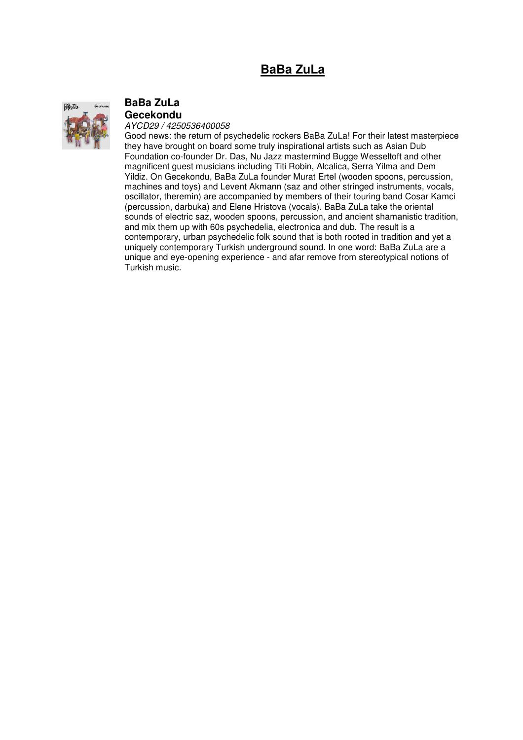# BaBa ZuLa

## BaBa ZuLa
## Gecekondu

*AYCD29 / 4250536400058*

Good news: the return of psychedelic rockers BaBa ZuLa! For their latest masterpiece they have brought on board some truly inspirational artists such as Asian Dub Foundation co-founder Dr. Das, Nu Jazz mastermind Bugge Wesseltoft and other magnificent guest musicians including Titi Robin, Alcalica, Serra Yilma and Dem Yildiz. On Gecekondu, BaBa ZuLa founder Murat Ertel (wooden spoons, percussion, machines and toys) and Levent Akmann (saz and other stringed instruments, vocals, oscillator, theremin) are accompanied by members of their touring band Cosar Kamci (percussion, darbuka) and Elene Hristova (vocals). BaBa ZuLa take the oriental sounds of electric saz, wooden spoons, percussion, and ancient shamanistic tradition, and mix them up with 60s psychedelia, electronica and dub. The result is a contemporary, urban psychedelic folk sound that is both rooted in tradition and yet a uniquely contemporary Turkish underground sound. In one word: BaBa ZuLa are a unique and eye-opening experience - and afar remove from stereotypical notions of Turkish music.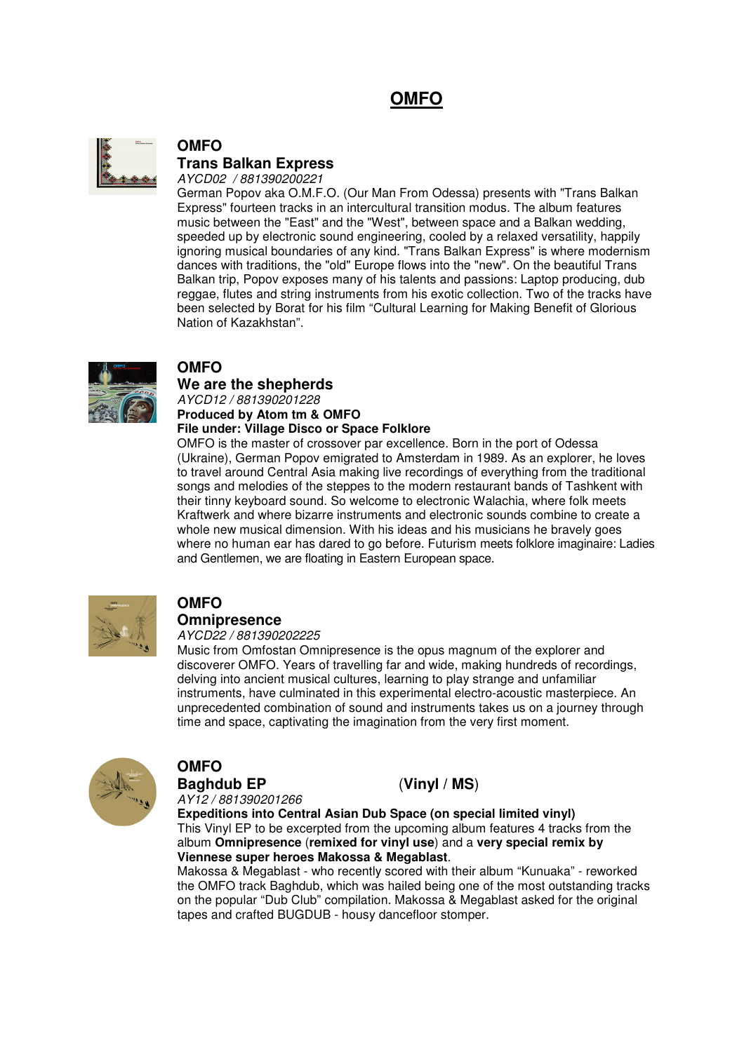# OMFO

## OMFO
### Trans Balkan Express
*AYCD02 / 881390200221*

German Popov aka O.M.F.O. (Our Man From Odessa) presents with "Trans Balkan Express" fourteen tracks in an intercultural transition modus. The album features music between the "East" and the "West", between space and a Balkan wedding, speeded up by electronic sound engineering, cooled by a relaxed versatility, happily ignoring musical boundaries of any kind. "Trans Balkan Express" is where modernism dances with traditions, the "old" Europe flows into the "new". On the beautiful Trans Balkan trip, Popov exposes many of his talents and passions: Laptop producing, dub reggae, flutes and string instruments from his exotic collection. Two of the tracks have been selected by Borat for his film "Cultural Learning for Making Benefit of Glorious Nation of Kazakhstan".

## OMFO
### We are the shepherds
*AYCD12 / 881390201228*

**Produced by Atom tm & OMFO**
**File under: Village Disco or Space Folklore**

OMFO is the master of crossover par excellence. Born in the port of Odessa (Ukraine), German Popov emigrated to Amsterdam in 1989. As an explorer, he loves to travel around Central Asia making live recordings of everything from the traditional songs and melodies of the steppes to the modern restaurant bands of Tashkent with their tinny keyboard sound. So welcome to electronic Walachia, where folk meets Kraftwerk and where bizarre instruments and electronic sounds combine to create a whole new musical dimension. With his ideas and his musicians he bravely goes where no human ear has dared to go before. Futurism meets folklore imaginaire: Ladies and Gentlemen, we are floating in Eastern European space.

## OMFO
### Omnipresence
*AYCD22 / 881390202225*

Music from Omfostan Omnipresence is the opus magnum of the explorer and discoverer OMFO. Years of travelling far and wide, making hundreds of recordings, delving into ancient musical cultures, learning to play strange and unfamiliar instruments, have culminated in this experimental electro-acoustic masterpiece. An unprecedented combination of sound and instruments takes us on a journey through time and space, captivating the imagination from the very first moment.

## OMFO
### Baghdub EP (**Vinyl / MS**)
*AY12 / 881390201266*

**Expeditions into Central Asian Dub Space (on special limited vinyl)**

This Vinyl EP to be excerpted from the upcoming album features 4 tracks from the album **Omnipresence** (**remixed for vinyl use**) and a **very special remix by Viennese super heroes Makossa & Megablast**.

Makossa & Megablast - who recently scored with their album "Kunuaka" - reworked the OMFO track Baghdub, which was hailed being one of the most outstanding tracks on the popular "Dub Club" compilation. Makossa & Megablast asked for the original tapes and crafted BUGDUB - housy dancefloor stomper.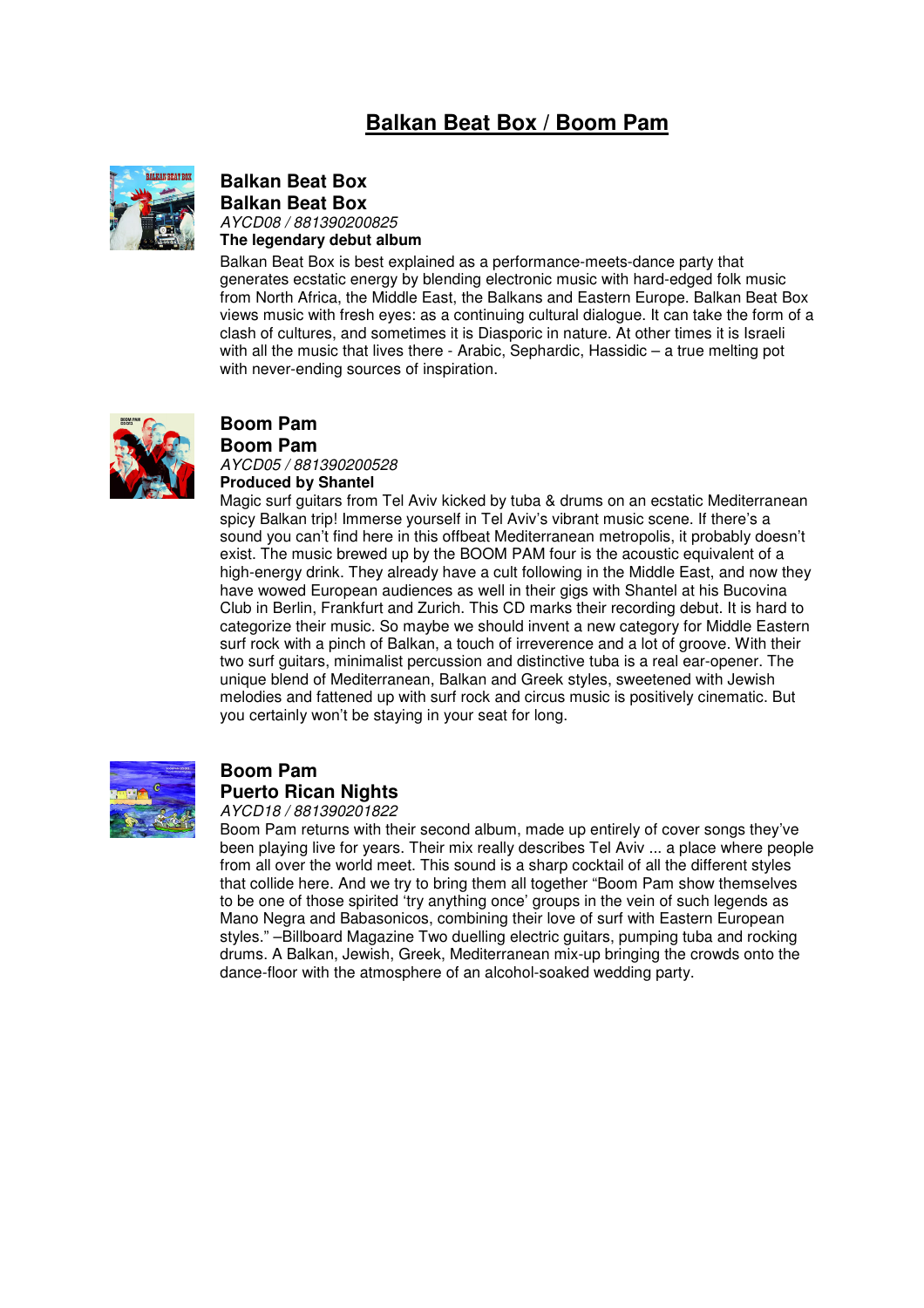# Balkan Beat Box / Boom Pam

**Balkan Beat Box**
**Balkan Beat Box**
*AYCD08 / 881390200825*
**The legendary debut album**

Balkan Beat Box is best explained as a performance-meets-dance party that generates ecstatic energy by blending electronic music with hard-edged folk music from North Africa, the Middle East, the Balkans and Eastern Europe. Balkan Beat Box views music with fresh eyes: as a continuing cultural dialogue. It can take the form of a clash of cultures, and sometimes it is Diasporic in nature. At other times it is Israeli with all the music that lives there - Arabic, Sephardic, Hassidic – a true melting pot with never-ending sources of inspiration.

**Boom Pam**
**Boom Pam**
*AYCD05 / 881390200528*
**Produced by Shantel**

Magic surf guitars from Tel Aviv kicked by tuba & drums on an ecstatic Mediterranean spicy Balkan trip! Immerse yourself in Tel Aviv's vibrant music scene. If there's a sound you can't find here in this offbeat Mediterranean metropolis, it probably doesn't exist. The music brewed up by the BOOM PAM four is the acoustic equivalent of a high-energy drink. They already have a cult following in the Middle East, and now they have wowed European audiences as well in their gigs with Shantel at his Bucovina Club in Berlin, Frankfurt and Zurich. This CD marks their recording debut. It is hard to categorize their music. So maybe we should invent a new category for Middle Eastern surf rock with a pinch of Balkan, a touch of irreverence and a lot of groove. With their two surf guitars, minimalist percussion and distinctive tuba is a real ear-opener. The unique blend of Mediterranean, Balkan and Greek styles, sweetened with Jewish melodies and fattened up with surf rock and circus music is positively cinematic. But you certainly won't be staying in your seat for long.

**Boom Pam**
**Puerto Rican Nights**
*AYCD18 / 881390201822*

Boom Pam returns with their second album, made up entirely of cover songs they've been playing live for years. Their mix really describes Tel Aviv ... a place where people from all over the world meet. This sound is a sharp cocktail of all the different styles that collide here. And we try to bring them all together "Boom Pam show themselves to be one of those spirited 'try anything once' groups in the vein of such legends as Mano Negra and Babasonicos, combining their love of surf with Eastern European styles." –Billboard Magazine Two duelling electric guitars, pumping tuba and rocking drums. A Balkan, Jewish, Greek, Mediterranean mix-up bringing the crowds onto the dance-floor with the atmosphere of an alcohol-soaked wedding party.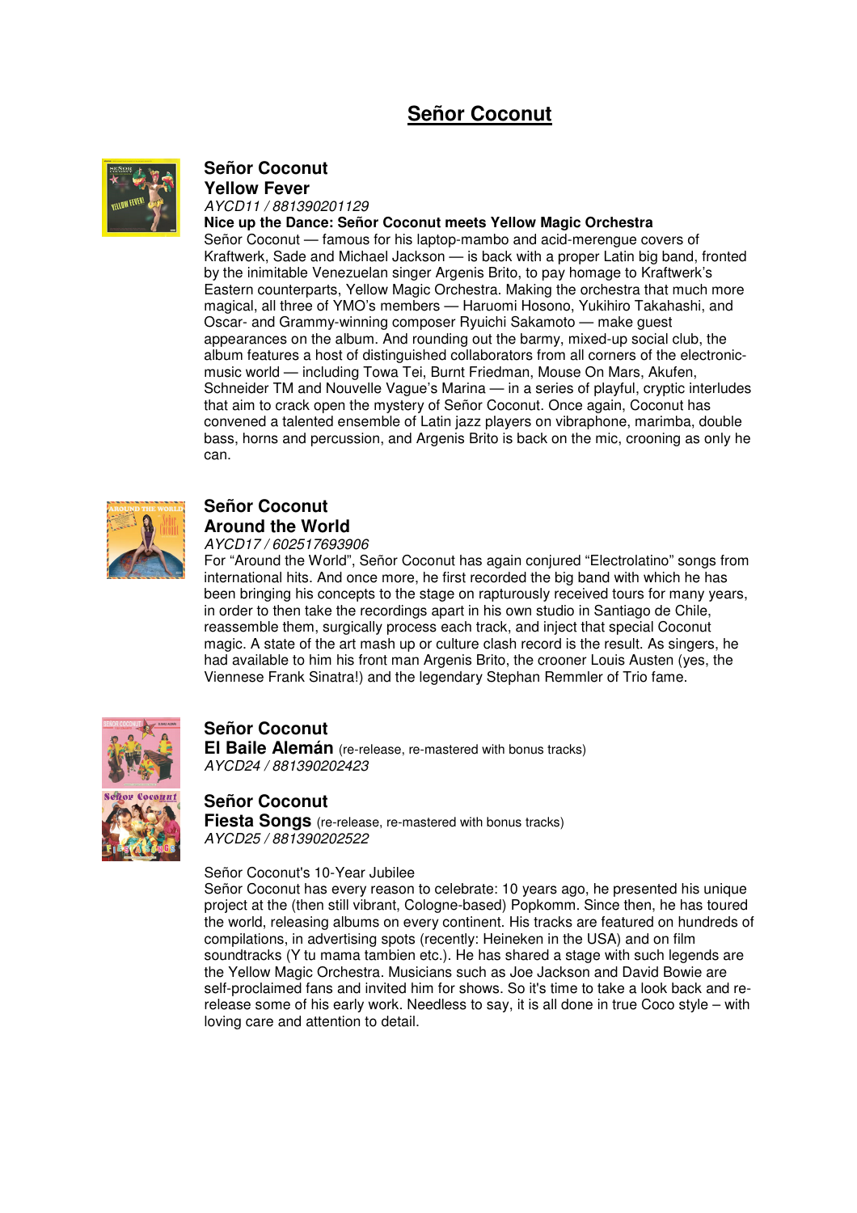# Señor Coconut

## Señor Coconut
## Yellow Fever

*AYCD11 / 881390201129*

**Nice up the Dance: Señor Coconut meets Yellow Magic Orchestra**

Señor Coconut — famous for his laptop-mambo and acid-merengue covers of Kraftwerk, Sade and Michael Jackson — is back with a proper Latin big band, fronted by the inimitable Venezuelan singer Argenis Brito, to pay homage to Kraftwerk's Eastern counterparts, Yellow Magic Orchestra. Making the orchestra that much more magical, all three of YMO's members — Haruomi Hosono, Yukihiro Takahashi, and Oscar- and Grammy-winning composer Ryuichi Sakamoto — make guest appearances on the album. And rounding out the barmy, mixed-up social club, the album features a host of distinguished collaborators from all corners of the electronic-music world — including Towa Tei, Burnt Friedman, Mouse On Mars, Akufen, Schneider TM and Nouvelle Vague's Marina — in a series of playful, cryptic interludes that aim to crack open the mystery of Señor Coconut. Once again, Coconut has convened a talented ensemble of Latin jazz players on vibraphone, marimba, double bass, horns and percussion, and Argenis Brito is back on the mic, crooning as only he can.

## Señor Coconut
## Around the World

*AYCD17 / 602517693906*

For "Around the World", Señor Coconut has again conjured "Electrolatino" songs from international hits. And once more, he first recorded the big band with which he has been bringing his concepts to the stage on rapturously received tours for many years, in order to then take the recordings apart in his own studio in Santiago de Chile, reassemble them, surgically process each track, and inject that special Coconut magic. A state of the art mash up or culture clash record is the result. As singers, he had available to him his front man Argenis Brito, the crooner Louis Austen (yes, the Viennese Frank Sinatra!) and the legendary Stephan Remmler of Trio fame.

## Señor Coconut
**El Baile Alemán** (re-release, re-mastered with bonus tracks)

*AYCD24 / 881390202423*

## Señor Coconut
**Fiesta Songs** (re-release, re-mastered with bonus tracks)

*AYCD25 / 881390202522*

Señor Coconut's 10-Year Jubilee

Señor Coconut has every reason to celebrate: 10 years ago, he presented his unique project at the (then still vibrant, Cologne-based) Popkomm. Since then, he has toured the world, releasing albums on every continent. His tracks are featured on hundreds of compilations, in advertising spots (recently: Heineken in the USA) and on film soundtracks (Y tu mama tambien etc.). He has shared a stage with such legends are the Yellow Magic Orchestra. Musicians such as Joe Jackson and David Bowie are self-proclaimed fans and invited him for shows. So it's time to take a look back and re-release some of his early work. Needless to say, it is all done in true Coco style – with loving care and attention to detail.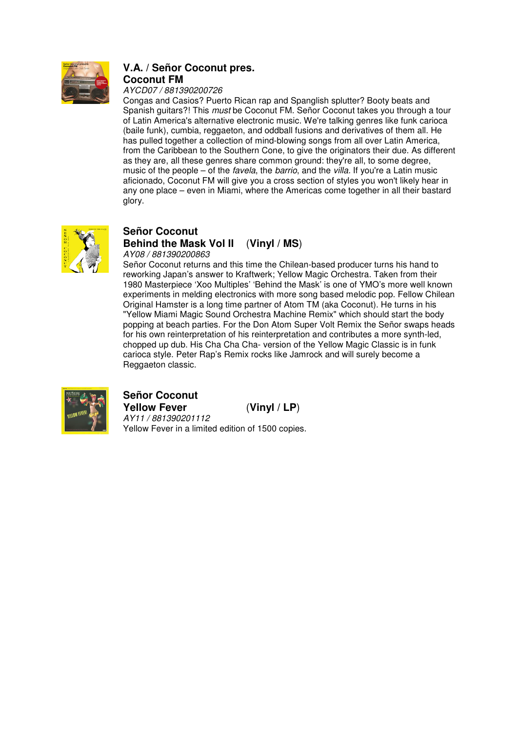**V.A. / Señor Coconut pres.**
**Coconut FM**
*AYCD07 / 881390200726*

Congas and Casios? Puerto Rican rap and Spanglish splutter? Booty beats and Spanish guitars?! This *must* be Coconut FM. Señor Coconut takes you through a tour of Latin America's alternative electronic music. We're talking genres like funk carioca (baile funk), cumbia, reggaeton, and oddball fusions and derivatives of them all. He has pulled together a collection of mind-blowing songs from all over Latin America, from the Caribbean to the Southern Cone, to give the originators their due. As different as they are, all these genres share common ground: they're all, to some degree, music of the people – of the *favela*, the *barrio*, and the *villa.* If you're a Latin music aficionado, Coconut FM will give you a cross section of styles you won't likely hear in any one place – even in Miami, where the Americas come together in all their bastard glory.

**Señor Coconut**
**Behind the Mask Vol II** (**Vinyl** / **MS**)
*AY08 / 881390200863*

Señor Coconut returns and this time the Chilean-based producer turns his hand to reworking Japan's answer to Kraftwerk; Yellow Magic Orchestra. Taken from their 1980 Masterpiece 'Xoo Multiples' 'Behind the Mask' is one of YMO's more well known experiments in melding electronics with more song based melodic pop. Fellow Chilean Original Hamster is a long time partner of Atom TM (aka Coconut). He turns in his "Yellow Miami Magic Sound Orchestra Machine Remix" which should start the body popping at beach parties. For the Don Atom Super Volt Remix the Señor swaps heads for his own reinterpretation of his reinterpretation and contributes a more synth-led, chopped up dub. His Cha Cha Cha- version of the Yellow Magic Classic is in funk carioca style. Peter Rap's Remix rocks like Jamrock and will surely become a Reggaeton classic.

**Señor Coconut**
**Yellow Fever** (**Vinyl** / **LP**)
*AY11 / 881390201112*

Yellow Fever in a limited edition of 1500 copies.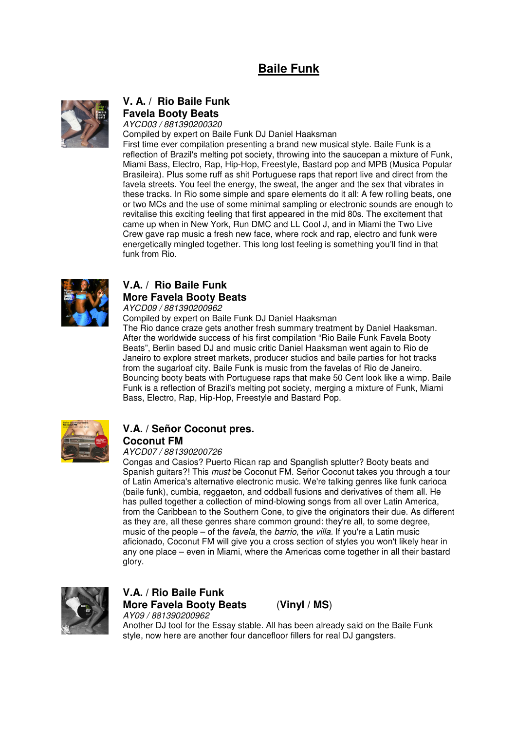# Baile Funk

## V. A. / Rio Baile Funk
## Favela Booty Beats

*AYCD03 / 881390200320*

Compiled by expert on Baile Funk DJ Daniel Haaksman

First time ever compilation presenting a brand new musical style. Baile Funk is a reflection of Brazil's melting pot society, throwing into the saucepan a mixture of Funk, Miami Bass, Electro, Rap, Hip-Hop, Freestyle, Bastard pop and MPB (Musica Popular Brasileira). Plus some ruff as shit Portuguese raps that report live and direct from the favela streets. You feel the energy, the sweat, the anger and the sex that vibrates in these tracks. In Rio some simple and spare elements do it all: A few rolling beats, one or two MCs and the use of some minimal sampling or electronic sounds are enough to revitalise this exciting feeling that first appeared in the mid 80s. The excitement that came up when in New York, Run DMC and LL Cool J, and in Miami the Two Live Crew gave rap music a fresh new face, where rock and rap, electro and funk were energetically mingled together. This long lost feeling is something you'll find in that funk from Rio.

## V.A. / Rio Baile Funk
## More Favela Booty Beats

*AYCD09 / 881390200962*

Compiled by expert on Baile Funk DJ Daniel Haaksman

The Rio dance craze gets another fresh summary treatment by Daniel Haaksman. After the worldwide success of his first compilation "Rio Baile Funk Favela Booty Beats", Berlin based DJ and music critic Daniel Haaksman went again to Rio de Janeiro to explore street markets, producer studios and baile parties for hot tracks from the sugarloaf city. Baile Funk is music from the favelas of Rio de Janeiro. Bouncing booty beats with Portuguese raps that make 50 Cent look like a wimp. Baile Funk is a reflection of Brazil's melting pot society, merging a mixture of Funk, Miami Bass, Electro, Rap, Hip-Hop, Freestyle and Bastard Pop.

## V.A. / Señor Coconut pres.
## Coconut FM

*AYCD07 / 881390200726*

Congas and Casios? Puerto Rican rap and Spanglish splutter? Booty beats and Spanish guitars?! This *must* be Coconut FM. Señor Coconut takes you through a tour of Latin America's alternative electronic music. We're talking genres like funk carioca (baile funk), cumbia, reggaeton, and oddball fusions and derivatives of them all. He has pulled together a collection of mind-blowing songs from all over Latin America, from the Caribbean to the Southern Cone, to give the originators their due. As different as they are, all these genres share common ground: they're all, to some degree, music of the people – of the *favela*, the *barrio*, the *villa*. If you're a Latin music aficionado, Coconut FM will give you a cross section of styles you won't likely hear in any one place – even in Miami, where the Americas come together in all their bastard glory.

## V.A. / Rio Baile Funk
## More Favela Booty Beats (**Vinyl / MS**)

*AY09 / 881390200962*

Another DJ tool for the Essay stable. All has been already said on the Baile Funk style, now here are another four dancefloor fillers for real DJ gangsters.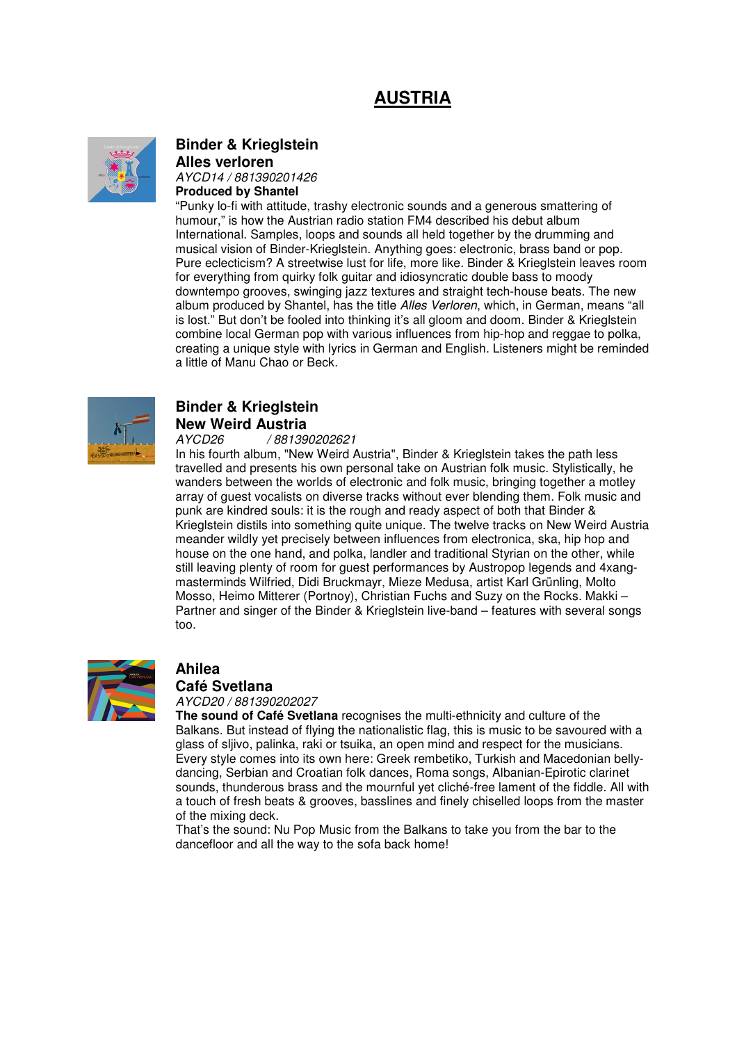# AUSTRIA

### Binder & Krieglstein
### Alles verloren

*AYCD14 / 881390201426*

**Produced by Shantel**

"Punky lo-fi with attitude, trashy electronic sounds and a generous smattering of humour," is how the Austrian radio station FM4 described his debut album International. Samples, loops and sounds all held together by the drumming and musical vision of Binder-Krieglstein. Anything goes: electronic, brass band or pop. Pure eclecticism? A streetwise lust for life, more like. Binder & Krieglstein leaves room for everything from quirky folk guitar and idiosyncratic double bass to moody downtempo grooves, swinging jazz textures and straight tech-house beats. The new album produced by Shantel, has the title *Alles Verloren*, which, in German, means "all is lost." But don't be fooled into thinking it's all gloom and doom. Binder & Krieglstein combine local German pop with various influences from hip-hop and reggae to polka, creating a unique style with lyrics in German and English. Listeners might be reminded a little of Manu Chao or Beck.

### Binder & Krieglstein
### New Weird Austria

*AYCD26 / 881390202621*

In his fourth album, "New Weird Austria", Binder & Krieglstein takes the path less travelled and presents his own personal take on Austrian folk music. Stylistically, he wanders between the worlds of electronic and folk music, bringing together a motley array of guest vocalists on diverse tracks without ever blending them. Folk music and punk are kindred souls: it is the rough and ready aspect of both that Binder & Krieglstein distils into something quite unique. The twelve tracks on New Weird Austria meander wildly yet precisely between influences from electronica, ska, hip hop and house on the one hand, and polka, landler and traditional Styrian on the other, while still leaving plenty of room for guest performances by Austropop legends and 4xang-masterminds Wilfried, Didi Bruckmayr, Mieze Medusa, artist Karl Grünling, Molto Mosso, Heimo Mitterer (Portnoy), Christian Fuchs and Suzy on the Rocks. Makki – Partner and singer of the Binder & Krieglstein live-band – features with several songs too.

### Ahilea
### Café Svetlana

*AYCD20 / 881390202027*

**The sound of Café Svetlana** recognises the multi-ethnicity and culture of the Balkans. But instead of flying the nationalistic flag, this is music to be savoured with a glass of sljivo, palinka, raki or tsuika, an open mind and respect for the musicians. Every style comes into its own here: Greek rembetiko, Turkish and Macedonian belly-dancing, Serbian and Croatian folk dances, Roma songs, Albanian-Epirotic clarinet sounds, thunderous brass and the mournful yet cliché-free lament of the fiddle. All with a touch of fresh beats & grooves, basslines and finely chiselled loops from the master of the mixing deck.

That's the sound: Nu Pop Music from the Balkans to take you from the bar to the dancefloor and all the way to the sofa back home!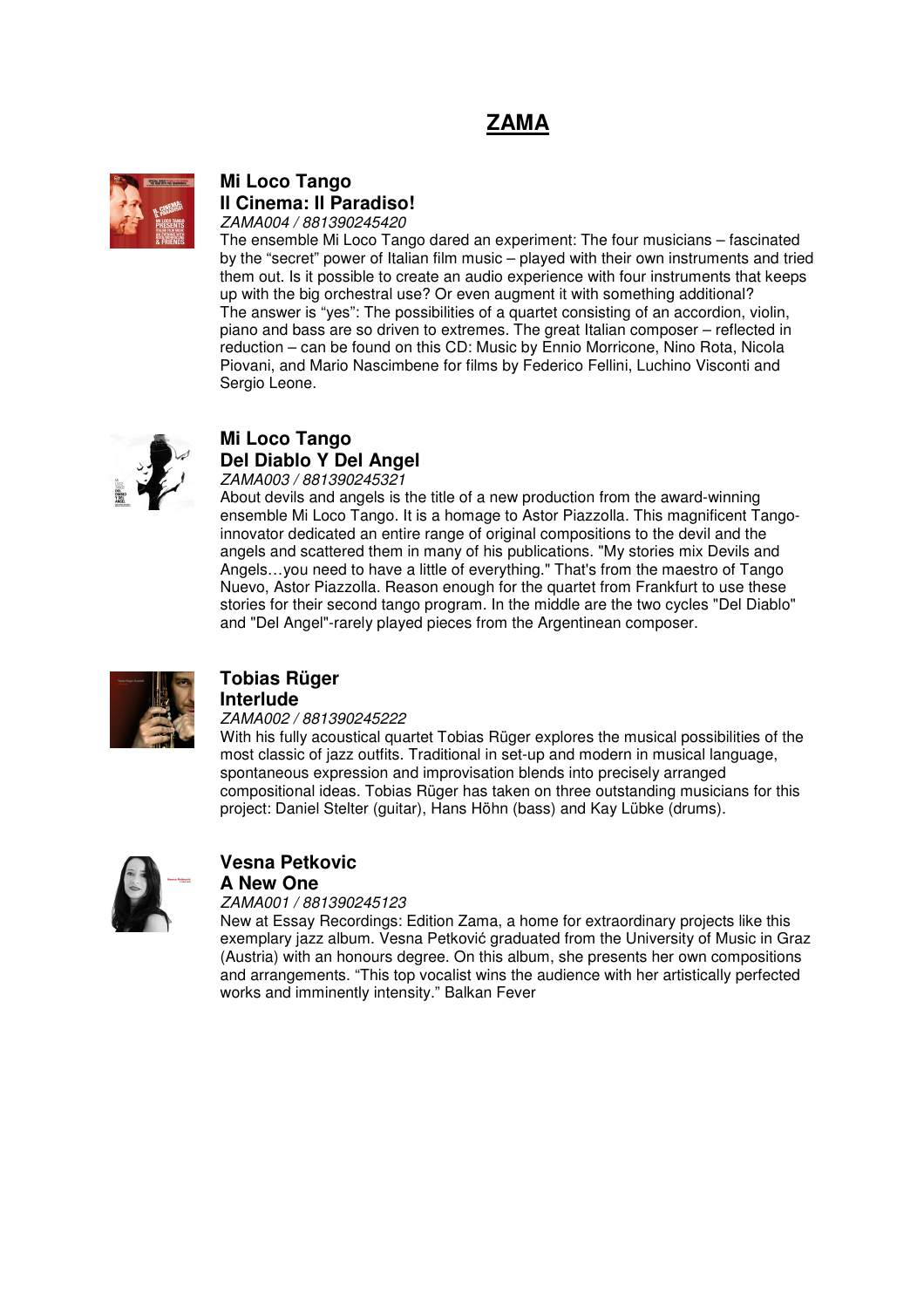# ZAMA

### Mi Loco Tango
### Il Cinema: Il Paradiso!

*ZAMA004 / 881390245420*

The ensemble Mi Loco Tango dared an experiment: The four musicians – fascinated by the "secret" power of Italian film music – played with their own instruments and tried them out. Is it possible to create an audio experience with four instruments that keeps up with the big orchestral use? Or even augment it with something additional? The answer is "yes": The possibilities of a quartet consisting of an accordion, violin, piano and bass are so driven to extremes. The great Italian composer – reflected in reduction – can be found on this CD: Music by Ennio Morricone, Nino Rota, Nicola Piovani, and Mario Nascimbene for films by Federico Fellini, Luchino Visconti and Sergio Leone.

### Mi Loco Tango
### Del Diablo Y Del Angel

*ZAMA003 / 881390245321*

About devils and angels is the title of a new production from the award-winning ensemble Mi Loco Tango. It is a homage to Astor Piazzolla. This magnificent Tango-innovator dedicated an entire range of original compositions to the devil and the angels and scattered them in many of his publications. "My stories mix Devils and Angels…you need to have a little of everything." That's from the maestro of Tango Nuevo, Astor Piazzolla. Reason enough for the quartet from Frankfurt to use these stories for their second tango program. In the middle are the two cycles "Del Diablo" and "Del Angel"-rarely played pieces from the Argentinean composer.

### Tobias Rüger
### Interlude

*ZAMA002 / 881390245222*

With his fully acoustical quartet Tobias Rüger explores the musical possibilities of the most classic of jazz outfits. Traditional in set-up and modern in musical language, spontaneous expression and improvisation blends into precisely arranged compositional ideas. Tobias Rüger has taken on three outstanding musicians for this project: Daniel Stelter (guitar), Hans Höhn (bass) and Kay Lübke (drums).

### Vesna Petkovic
### A New One

*ZAMA001 / 881390245123*

New at Essay Recordings: Edition Zama, a home for extraordinary projects like this exemplary jazz album. Vesna Petković graduated from the University of Music in Graz (Austria) with an honours degree. On this album, she presents her own compositions and arrangements. "This top vocalist wins the audience with her artistically perfected works and imminently intensity." Balkan Fever